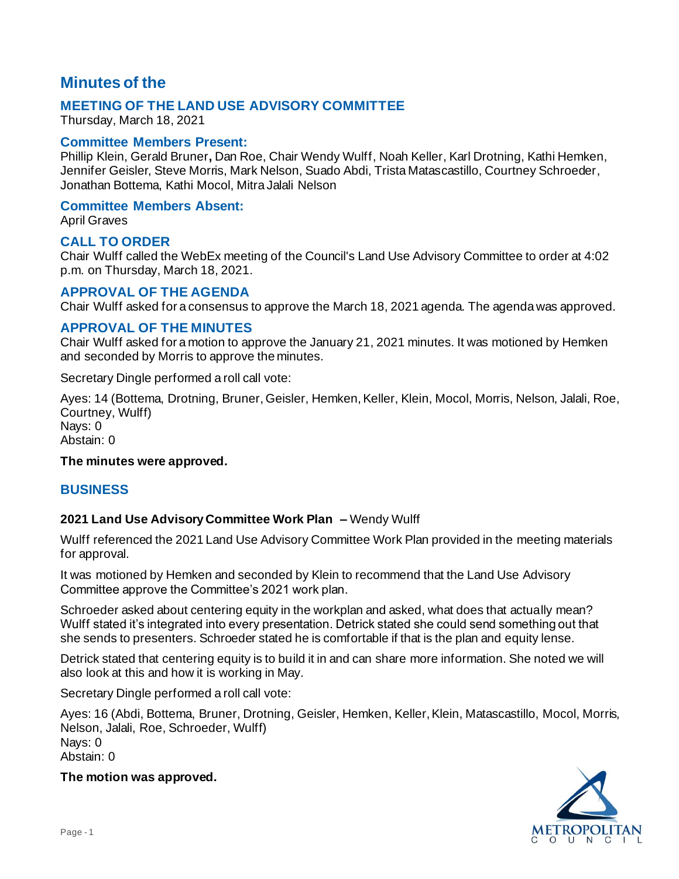# Minutes of the

## MEETING OF THE LAND USE ADVISORY COMMITTEE

Thursday, March 18, 2021

### Committee Members Present:

Phillip Klein, Gerald Bruner**,** Dan Roe, Chair Wendy Wulff, Noah Keller, Karl Drotning, Kathi Hemken, Jennifer Geisler, Steve Morris, Mark Nelson, Suado Abdi, Trista Matascastillo, Courtney Schroeder, Jonathan Bottema, Kathi Mocol, Mitra Jalali Nelson

### Committee Members Absent:

April Graves

### CALL TO ORDER

Chair Wulff called the WebEx meeting of the Council's Land Use Advisory Committee to order at 4:02 p.m. on Thursday, March 18, 2021.

### APPROVAL OF THE AGENDA

Chair Wulff asked for a consensus to approve the March 18, 2021 agenda. The agenda was approved.

### APPROVAL OF THE MINUTES

Chair Wulff asked for a motion to approve the January 21, 2021 minutes. It was motioned by Hemken and seconded by Morris to approve the minutes.

Secretary Dingle performed a roll call vote:

Ayes: 14 (Bottema, Drotning, Bruner, Geisler, Hemken, Keller, Klein, Mocol, Morris, Nelson, Jalali, Roe, Courtney, Wulff)
Nays: 0
Abstain: 0

**The minutes were approved.**

### BUSINESS

**2021 Land Use Advisory Committee Work Plan –** Wendy Wulff

Wulff referenced the 2021 Land Use Advisory Committee Work Plan provided in the meeting materials for approval.

It was motioned by Hemken and seconded by Klein to recommend that the Land Use Advisory Committee approve the Committee's 2021 work plan.

Schroeder asked about centering equity in the workplan and asked, what does that actually mean? Wulff stated it's integrated into every presentation. Detrick stated she could send something out that she sends to presenters. Schroeder stated he is comfortable if that is the plan and equity lense.

Detrick stated that centering equity is to build it in and can share more information. She noted we will also look at this and how it is working in May.

Secretary Dingle performed a roll call vote:

Ayes: 16 (Abdi, Bottema, Bruner, Drotning, Geisler, Hemken, Keller, Klein, Matascastillo, Mocol, Morris, Nelson, Jalali, Roe, Schroeder, Wulff)
Nays: 0
Abstain: 0

**The motion was approved.**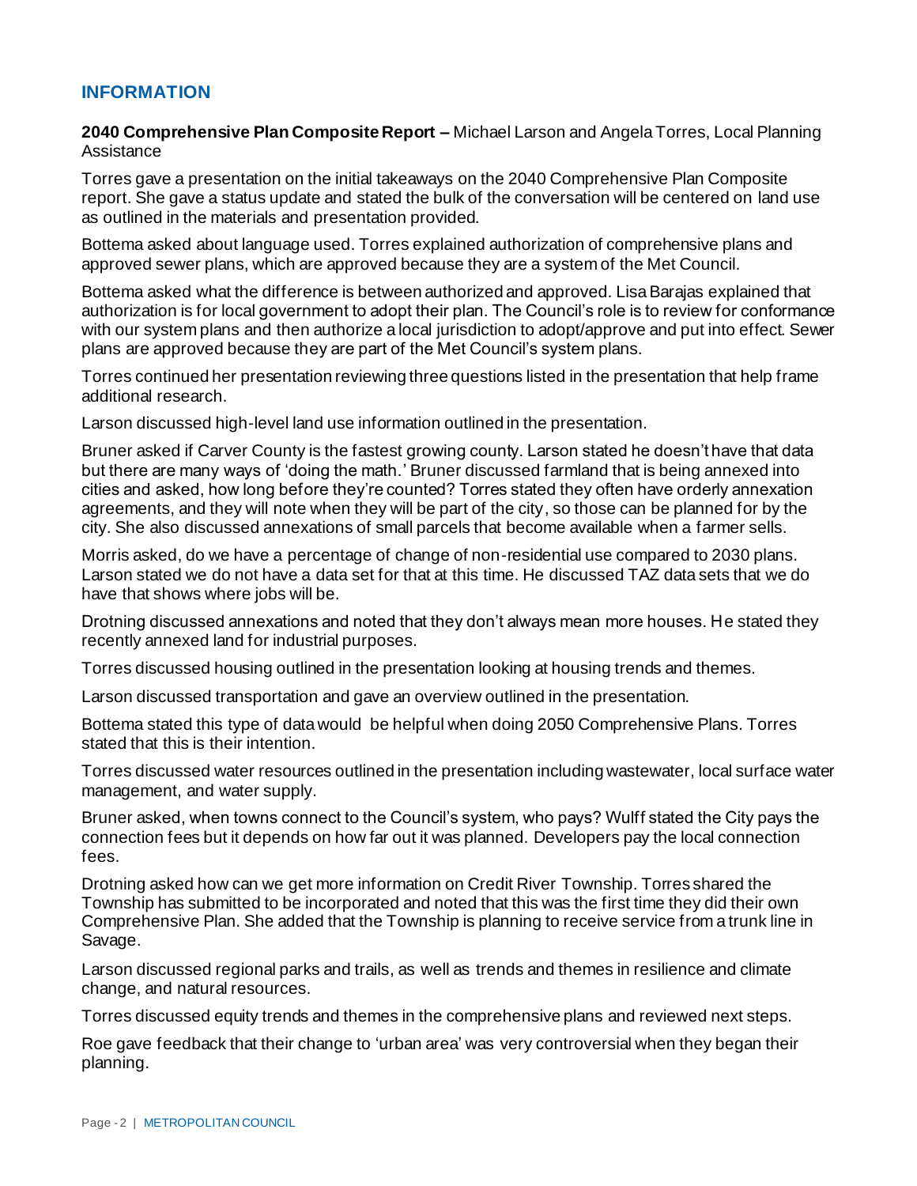## INFORMATION

**2040 Comprehensive Plan Composite Report –** Michael Larson and Angela Torres, Local Planning Assistance

Torres gave a presentation on the initial takeaways on the 2040 Comprehensive Plan Composite report. She gave a status update and stated the bulk of the conversation will be centered on land use as outlined in the materials and presentation provided.

Bottema asked about language used. Torres explained authorization of comprehensive plans and approved sewer plans, which are approved because they are a system of the Met Council.

Bottema asked what the difference is between authorized and approved. Lisa Barajas explained that authorization is for local government to adopt their plan. The Council's role is to review for conformance with our system plans and then authorize a local jurisdiction to adopt/approve and put into effect. Sewer plans are approved because they are part of the Met Council's system plans.

Torres continued her presentation reviewing three questions listed in the presentation that help frame additional research.

Larson discussed high-level land use information outlined in the presentation.

Bruner asked if Carver County is the fastest growing county. Larson stated he doesn't have that data but there are many ways of 'doing the math.' Bruner discussed farmland that is being annexed into cities and asked, how long before they're counted? Torres stated they often have orderly annexation agreements, and they will note when they will be part of the city, so those can be planned for by the city. She also discussed annexations of small parcels that become available when a farmer sells.

Morris asked, do we have a percentage of change of non-residential use compared to 2030 plans. Larson stated we do not have a data set for that at this time. He discussed TAZ data sets that we do have that shows where jobs will be.

Drotning discussed annexations and noted that they don't always mean more houses. He stated they recently annexed land for industrial purposes.

Torres discussed housing outlined in the presentation looking at housing trends and themes.

Larson discussed transportation and gave an overview outlined in the presentation.

Bottema stated this type of data would be helpful when doing 2050 Comprehensive Plans. Torres stated that this is their intention.

Torres discussed water resources outlined in the presentation including wastewater, local surface water management, and water supply.

Bruner asked, when towns connect to the Council's system, who pays? Wulff stated the City pays the connection fees but it depends on how far out it was planned. Developers pay the local connection fees.

Drotning asked how can we get more information on Credit River Township. Torres shared the Township has submitted to be incorporated and noted that this was the first time they did their own Comprehensive Plan. She added that the Township is planning to receive service from a trunk line in Savage.

Larson discussed regional parks and trails, as well as trends and themes in resilience and climate change, and natural resources.

Torres discussed equity trends and themes in the comprehensive plans and reviewed next steps.

Roe gave feedback that their change to 'urban area' was very controversial when they began their planning.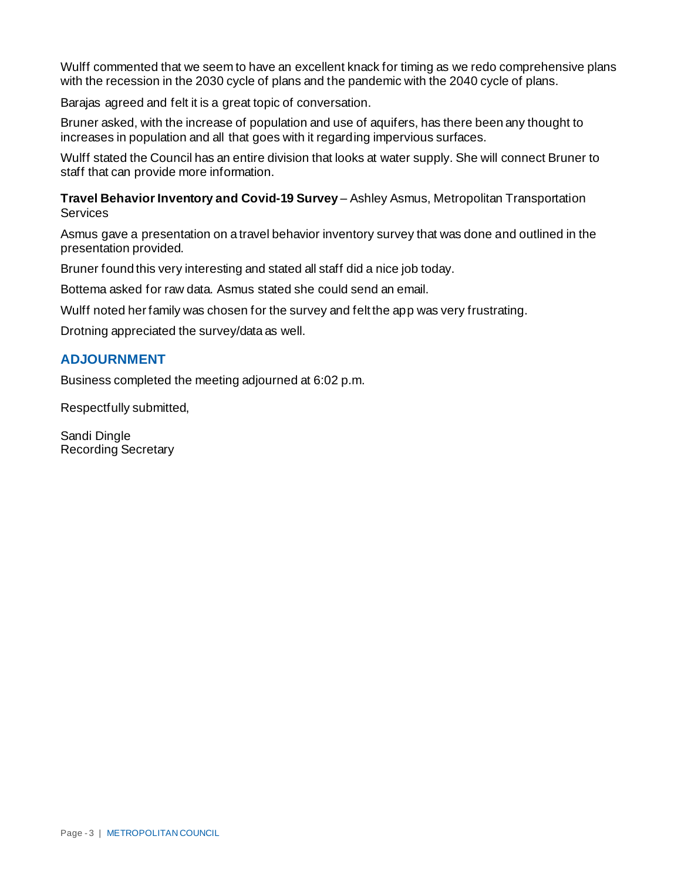Wulff commented that we seem to have an excellent knack for timing as we redo comprehensive plans with the recession in the 2030 cycle of plans and the pandemic with the 2040 cycle of plans.

Barajas agreed and felt it is a great topic of conversation.

Bruner asked, with the increase of population and use of aquifers, has there been any thought to increases in population and all that goes with it regarding impervious surfaces.

Wulff stated the Council has an entire division that looks at water supply. She will connect Bruner to staff that can provide more information.

**Travel Behavior Inventory and Covid-19 Survey** – Ashley Asmus, Metropolitan Transportation Services

Asmus gave a presentation on a travel behavior inventory survey that was done and outlined in the presentation provided.

Bruner found this very interesting and stated all staff did a nice job today.

Bottema asked for raw data. Asmus stated she could send an email.

Wulff noted her family was chosen for the survey and felt the app was very frustrating.

Drotning appreciated the survey/data as well.

## ADJOURNMENT

Business completed the meeting adjourned at 6:02 p.m.

Respectfully submitted,

Sandi Dingle
Recording Secretary